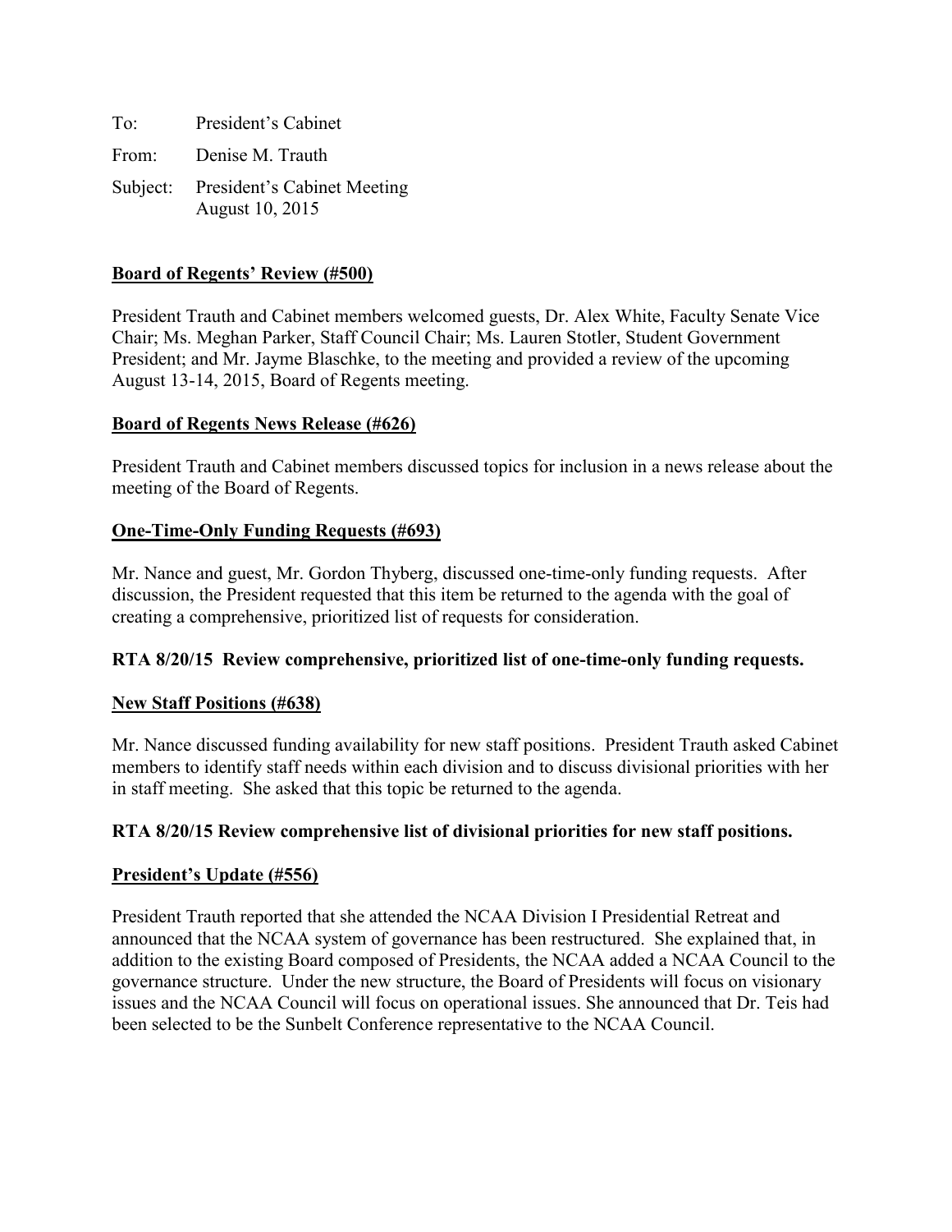To: President's Cabinet

From: Denise M. Trauth

Subject: President's Cabinet Meeting
August 10, 2015

**Board of Regents' Review (#500)**

President Trauth and Cabinet members welcomed guests, Dr. Alex White, Faculty Senate Vice Chair; Ms. Meghan Parker, Staff Council Chair; Ms. Lauren Stotler, Student Government President; and Mr. Jayme Blaschke, to the meeting and provided a review of the upcoming August 13-14, 2015, Board of Regents meeting.

**Board of Regents News Release (#626)**

President Trauth and Cabinet members discussed topics for inclusion in a news release about the meeting of the Board of Regents.

**One-Time-Only Funding Requests (#693)**

Mr. Nance and guest, Mr. Gordon Thyberg, discussed one-time-only funding requests. After discussion, the President requested that this item be returned to the agenda with the goal of creating a comprehensive, prioritized list of requests for consideration.

**RTA 8/20/15 Review comprehensive, prioritized list of one-time-only funding requests.**

**New Staff Positions (#638)**

Mr. Nance discussed funding availability for new staff positions. President Trauth asked Cabinet members to identify staff needs within each division and to discuss divisional priorities with her in staff meeting. She asked that this topic be returned to the agenda.

**RTA 8/20/15 Review comprehensive list of divisional priorities for new staff positions.**

**President's Update (#556)**

President Trauth reported that she attended the NCAA Division I Presidential Retreat and announced that the NCAA system of governance has been restructured. She explained that, in addition to the existing Board composed of Presidents, the NCAA added a NCAA Council to the governance structure. Under the new structure, the Board of Presidents will focus on visionary issues and the NCAA Council will focus on operational issues. She announced that Dr. Teis had been selected to be the Sunbelt Conference representative to the NCAA Council.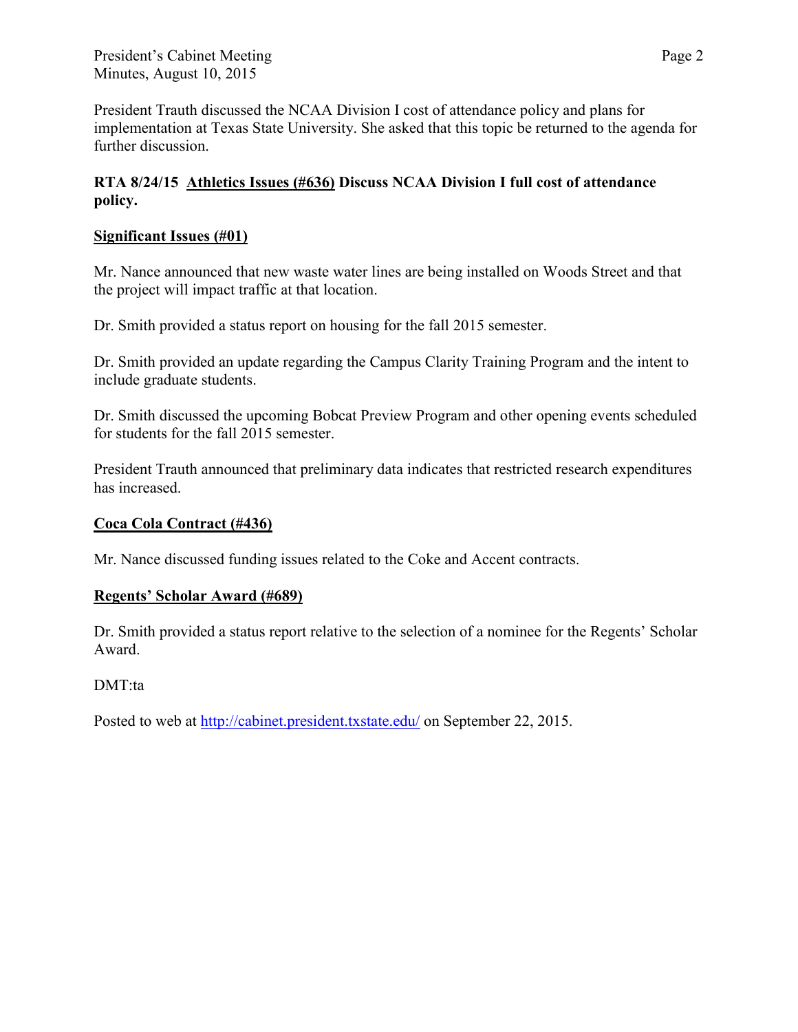President Trauth discussed the NCAA Division I cost of attendance policy and plans for implementation at Texas State University. She asked that this topic be returned to the agenda for further discussion.

**RTA 8/24/15 <u>Athletics Issues (#636)</u> Discuss NCAA Division I full cost of attendance policy.**

**<u>Significant Issues (#01)</u>**

Mr. Nance announced that new waste water lines are being installed on Woods Street and that the project will impact traffic at that location.

Dr. Smith provided a status report on housing for the fall 2015 semester.

Dr. Smith provided an update regarding the Campus Clarity Training Program and the intent to include graduate students.

Dr. Smith discussed the upcoming Bobcat Preview Program and other opening events scheduled for students for the fall 2015 semester.

President Trauth announced that preliminary data indicates that restricted research expenditures has increased.

**<u>Coca Cola Contract (#436)</u>**

Mr. Nance discussed funding issues related to the Coke and Accent contracts.

**<u>Regents' Scholar Award (#689)</u>**

Dr. Smith provided a status report relative to the selection of a nominee for the Regents' Scholar Award.

DMT:ta

Posted to web at http://cabinet.president.txstate.edu/ on September 22, 2015.